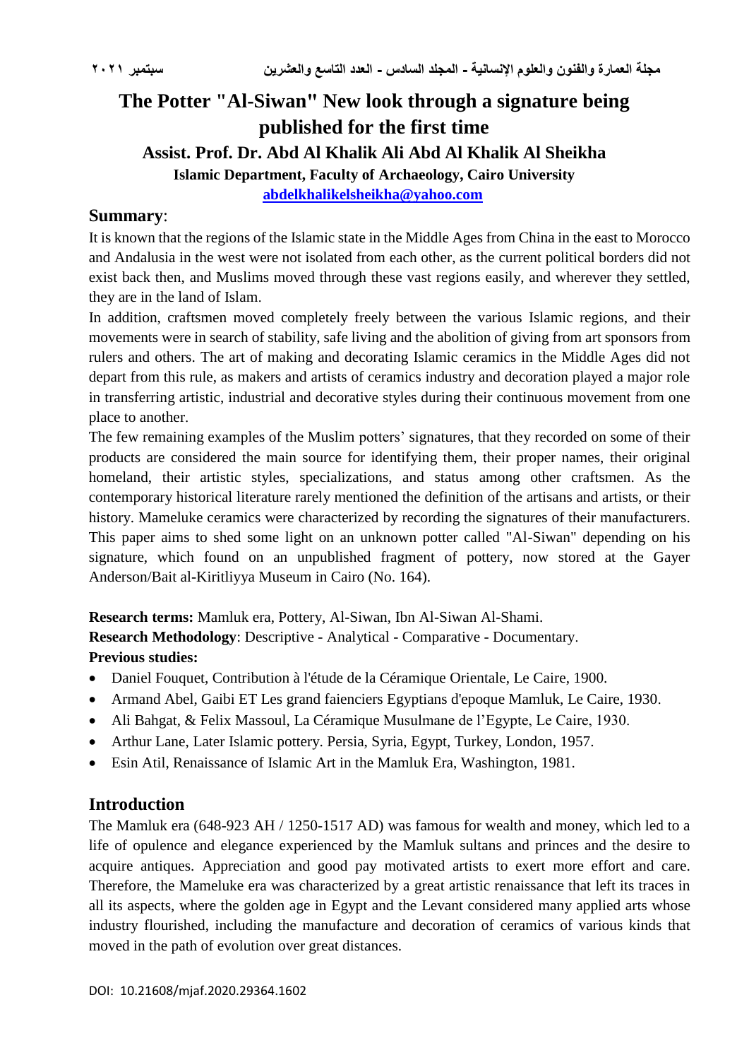# The Potter "Al-Siwan" New look through a signature being published for the first time

## Assist. Prof. Dr. Abd Al Khalik Ali Abd Al Khalik Al Sheikha

**Islamic Department, Faculty of Archaeology, Cairo University**

**abdelkhalikelsheikha@yahoo.com**

## Summary:

It is known that the regions of the Islamic state in the Middle Ages from China in the east to Morocco and Andalusia in the west were not isolated from each other, as the current political borders did not exist back then, and Muslims moved through these vast regions easily, and wherever they settled, they are in the land of Islam.

In addition, craftsmen moved completely freely between the various Islamic regions, and their movements were in search of stability, safe living and the abolition of giving from art sponsors from rulers and others. The art of making and decorating Islamic ceramics in the Middle Ages did not depart from this rule, as makers and artists of ceramics industry and decoration played a major role in transferring artistic, industrial and decorative styles during their continuous movement from one place to another.

The few remaining examples of the Muslim potters' signatures, that they recorded on some of their products are considered the main source for identifying them, their proper names, their original homeland, their artistic styles, specializations, and status among other craftsmen. As the contemporary historical literature rarely mentioned the definition of the artisans and artists, or their history. Mameluke ceramics were characterized by recording the signatures of their manufacturers. This paper aims to shed some light on an unknown potter called "Al-Siwan" depending on his signature, which found on an unpublished fragment of pottery, now stored at the Gayer Anderson/Bait al-Kiritliyya Museum in Cairo (No. 164).

**Research terms:** Mamluk era, Pottery, Al-Siwan, Ibn Al-Siwan Al-Shami.

**Research Methodology**: Descriptive - Analytical - Comparative - Documentary.

**Previous studies:**

- Daniel Fouquet, Contribution à l'étude de la Céramique Orientale, Le Caire, 1900.
- Armand Abel, Gaibi ET Les grand faienciers Egyptians d'epoque Mamluk, Le Caire, 1930.
- Ali Bahgat, & Felix Massoul, La Céramique Musulmane de l'Egypte, Le Caire, 1930.
- Arthur Lane, Later Islamic pottery. Persia, Syria, Egypt, Turkey, London, 1957.
- Esin Atil, Renaissance of Islamic Art in the Mamluk Era, Washington, 1981.

## Introduction

The Mamluk era (648-923 AH / 1250-1517 AD) was famous for wealth and money, which led to a life of opulence and elegance experienced by the Mamluk sultans and princes and the desire to acquire antiques. Appreciation and good pay motivated artists to exert more effort and care. Therefore, the Mameluke era was characterized by a great artistic renaissance that left its traces in all its aspects, where the golden age in Egypt and the Levant considered many applied arts whose industry flourished, including the manufacture and decoration of ceramics of various kinds that moved in the path of evolution over great distances.

DOI: 10.21608/mjaf.2020.29364.1602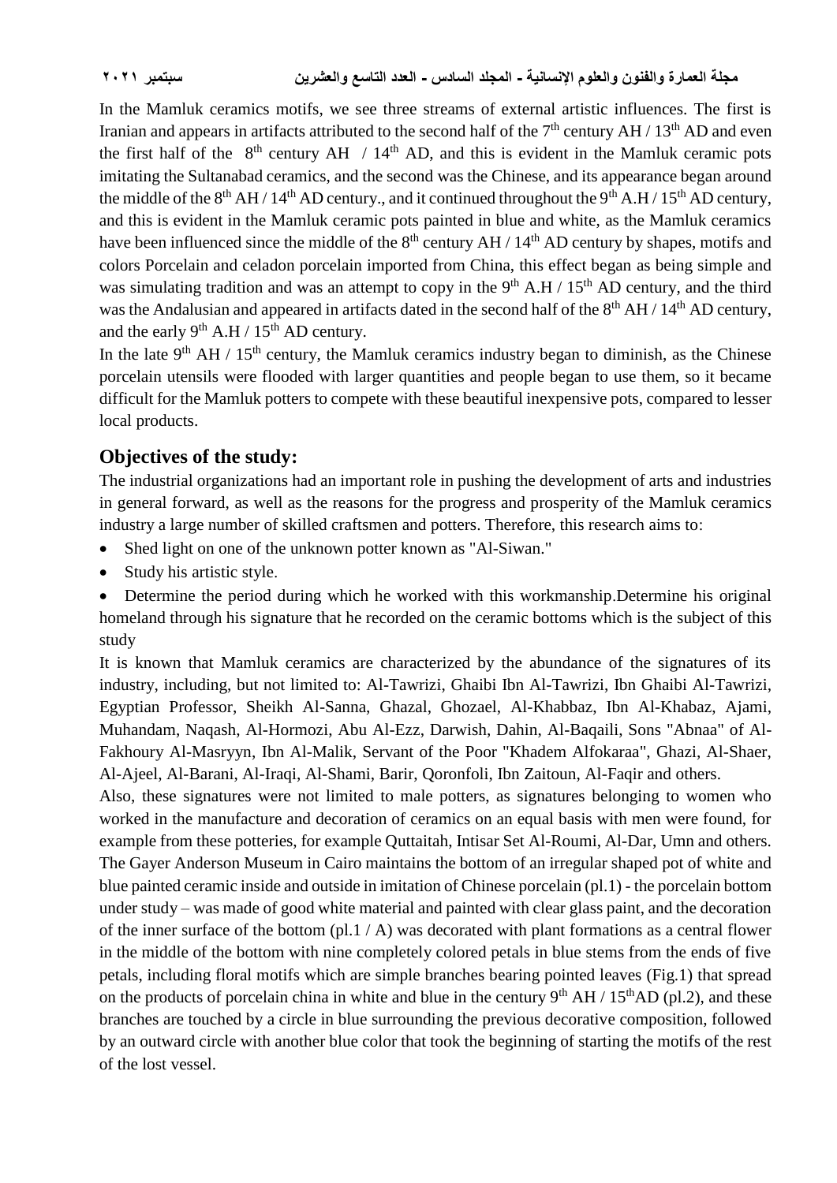In the Mamluk ceramics motifs, we see three streams of external artistic influences. The first is Iranian and appears in artifacts attributed to the second half of the 7th century AH / 13th AD and even the first half of the 8th century AH / 14th AD, and this is evident in the Mamluk ceramic pots imitating the Sultanabad ceramics, and the second was the Chinese, and its appearance began around the middle of the 8th AH / 14th AD century., and it continued throughout the 9th A.H / 15th AD century, and this is evident in the Mamluk ceramic pots painted in blue and white, as the Mamluk ceramics have been influenced since the middle of the 8th century AH / 14th AD century by shapes, motifs and colors Porcelain and celadon porcelain imported from China, this effect began as being simple and was simulating tradition and was an attempt to copy in the 9th A.H / 15th AD century, and the third was the Andalusian and appeared in artifacts dated in the second half of the 8th AH / 14th AD century, and the early 9th A.H / 15th AD century.

In the late 9th AH / 15th century, the Mamluk ceramics industry began to diminish, as the Chinese porcelain utensils were flooded with larger quantities and people began to use them, so it became difficult for the Mamluk potters to compete with these beautiful inexpensive pots, compared to lesser local products.

## Objectives of the study:

The industrial organizations had an important role in pushing the development of arts and industries in general forward, as well as the reasons for the progress and prosperity of the Mamluk ceramics industry a large number of skilled craftsmen and potters. Therefore, this research aims to:

- Shed light on one of the unknown potter known as "Al-Siwan."
- Study his artistic style.
- Determine the period during which he worked with this workmanship.Determine his original homeland through his signature that he recorded on the ceramic bottoms which is the subject of this study

It is known that Mamluk ceramics are characterized by the abundance of the signatures of its industry, including, but not limited to: Al-Tawrizi, Ghaibi Ibn Al-Tawrizi, Ibn Ghaibi Al-Tawrizi, Egyptian Professor, Sheikh Al-Sanna, Ghazal, Ghozael, Al-Khabbaz, Ibn Al-Khabaz, Ajami, Muhandam, Naqash, Al-Hormozi, Abu Al-Ezz, Darwish, Dahin, Al-Baqaili, Sons "Abnaa" of Al-Fakhoury Al-Masryyn, Ibn Al-Malik, Servant of the Poor "Khadem Alfokaraa", Ghazi, Al-Shaer, Al-Ajeel, Al-Barani, Al-Iraqi, Al-Shami, Barir, Qoronfoli, Ibn Zaitoun, Al-Faqir and others.

Also, these signatures were not limited to male potters, as signatures belonging to women who worked in the manufacture and decoration of ceramics on an equal basis with men were found, for example from these potteries, for example Quttaitah, Intisar Set Al-Roumi, Al-Dar, Umn and others.

The Gayer Anderson Museum in Cairo maintains the bottom of an irregular shaped pot of white and blue painted ceramic inside and outside in imitation of Chinese porcelain (pl.1) - the porcelain bottom under study – was made of good white material and painted with clear glass paint, and the decoration of the inner surface of the bottom (pl.1 / A) was decorated with plant formations as a central flower in the middle of the bottom with nine completely colored petals in blue stems from the ends of five petals, including floral motifs which are simple branches bearing pointed leaves (Fig.1) that spread on the products of porcelain china in white and blue in the century 9th AH / 15thAD (pl.2), and these branches are touched by a circle in blue surrounding the previous decorative composition, followed by an outward circle with another blue color that took the beginning of starting the motifs of the rest of the lost vessel.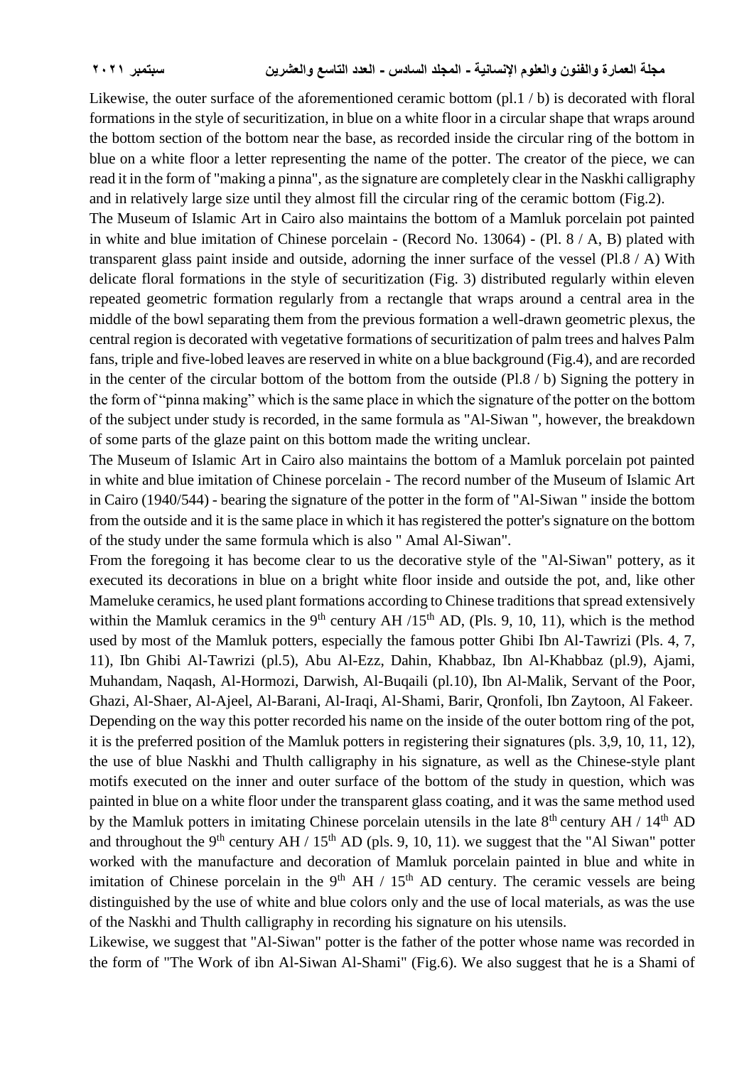Likewise, the outer surface of the aforementioned ceramic bottom (pl.1 / b) is decorated with floral formations in the style of securitization, in blue on a white floor in a circular shape that wraps around the bottom section of the bottom near the base, as recorded inside the circular ring of the bottom in blue on a white floor a letter representing the name of the potter. The creator of the piece, we can read it in the form of "making a pinna", as the signature are completely clear in the Naskhi calligraphy and in relatively large size until they almost fill the circular ring of the ceramic bottom (Fig.2).

The Museum of Islamic Art in Cairo also maintains the bottom of a Mamluk porcelain pot painted in white and blue imitation of Chinese porcelain - (Record No. 13064) - (Pl. 8 / A, B) plated with transparent glass paint inside and outside, adorning the inner surface of the vessel (Pl.8 / A) With delicate floral formations in the style of securitization (Fig. 3) distributed regularly within eleven repeated geometric formation regularly from a rectangle that wraps around a central area in the middle of the bowl separating them from the previous formation a well-drawn geometric plexus, the central region is decorated with vegetative formations of securitization of palm trees and halves Palm fans, triple and five-lobed leaves are reserved in white on a blue background (Fig.4), and are recorded in the center of the circular bottom of the bottom from the outside (Pl.8 / b) Signing the pottery in the form of "pinna making" which is the same place in which the signature of the potter on the bottom of the subject under study is recorded, in the same formula as "Al-Siwan ", however, the breakdown of some parts of the glaze paint on this bottom made the writing unclear.

The Museum of Islamic Art in Cairo also maintains the bottom of a Mamluk porcelain pot painted in white and blue imitation of Chinese porcelain - The record number of the Museum of Islamic Art in Cairo (1940/544) - bearing the signature of the potter in the form of "Al-Siwan " inside the bottom from the outside and it is the same place in which it has registered the potter's signature on the bottom of the study under the same formula which is also " Amal Al-Siwan".

From the foregoing it has become clear to us the decorative style of the "Al-Siwan" pottery, as it executed its decorations in blue on a bright white floor inside and outside the pot, and, like other Mameluke ceramics, he used plant formations according to Chinese traditions that spread extensively within the Mamluk ceramics in the 9th century AH /15th AD, (Pls. 9, 10, 11), which is the method used by most of the Mamluk potters, especially the famous potter Ghibi Ibn Al-Tawrizi (Pls. 4, 7, 11), Ibn Ghibi Al-Tawrizi (pl.5), Abu Al-Ezz, Dahin, Khabbaz, Ibn Al-Khabbaz (pl.9), Ajami, Muhandam, Naqash, Al-Hormozi, Darwish, Al-Buqaili (pl.10), Ibn Al-Malik, Servant of the Poor, Ghazi, Al-Shaer, Al-Ajeel, Al-Barani, Al-Iraqi, Al-Shami, Barir, Qronfoli, Ibn Zaytoon, Al Fakeer.

Depending on the way this potter recorded his name on the inside of the outer bottom ring of the pot, it is the preferred position of the Mamluk potters in registering their signatures (pls. 3,9, 10, 11, 12), the use of blue Naskhi and Thulth calligraphy in his signature, as well as the Chinese-style plant motifs executed on the inner and outer surface of the bottom of the study in question, which was painted in blue on a white floor under the transparent glass coating, and it was the same method used by the Mamluk potters in imitating Chinese porcelain utensils in the late 8th century AH / 14th AD and throughout the 9th century AH / 15th AD (pls. 9, 10, 11). we suggest that the "Al Siwan" potter worked with the manufacture and decoration of Mamluk porcelain painted in blue and white in imitation of Chinese porcelain in the 9th AH / 15th AD century. The ceramic vessels are being distinguished by the use of white and blue colors only and the use of local materials, as was the use of the Naskhi and Thulth calligraphy in recording his signature on his utensils.

Likewise, we suggest that "Al-Siwan" potter is the father of the potter whose name was recorded in the form of "The Work of ibn Al-Siwan Al-Shami" (Fig.6). We also suggest that he is a Shami of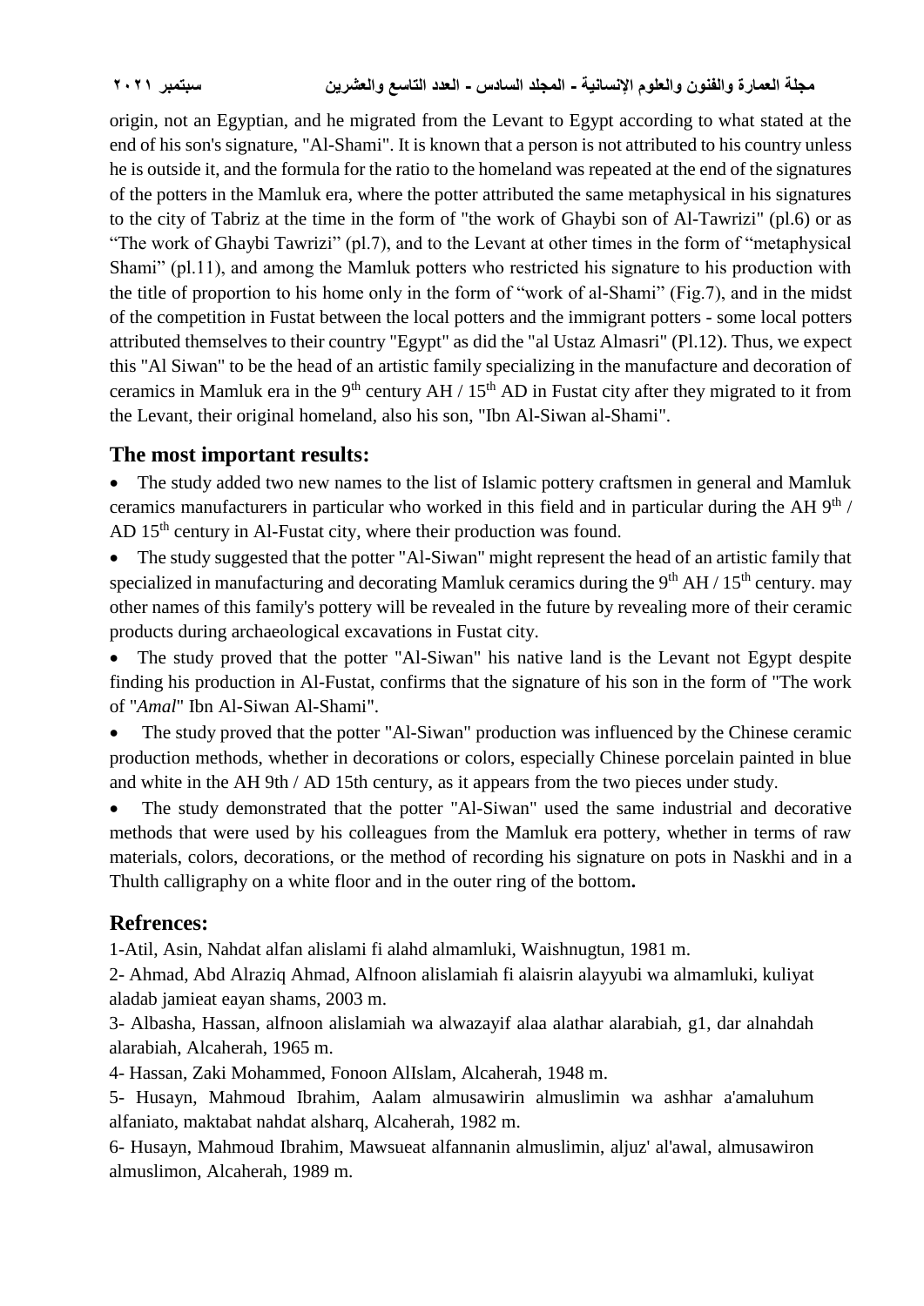origin, not an Egyptian, and he migrated from the Levant to Egypt according to what stated at the end of his son's signature, "Al-Shami". It is known that a person is not attributed to his country unless he is outside it, and the formula for the ratio to the homeland was repeated at the end of the signatures of the potters in the Mamluk era, where the potter attributed the same metaphysical in his signatures to the city of Tabriz at the time in the form of "the work of Ghaybi son of Al-Tawrizi" (pl.6) or as "The work of Ghaybi Tawrizi" (pl.7), and to the Levant at other times in the form of "metaphysical Shami" (pl.11), and among the Mamluk potters who restricted his signature to his production with the title of proportion to his home only in the form of "work of al-Shami" (Fig.7), and in the midst of the competition in Fustat between the local potters and the immigrant potters - some local potters attributed themselves to their country "Egypt" as did the "al Ustaz Almasri" (Pl.12). Thus, we expect this "Al Siwan" to be the head of an artistic family specializing in the manufacture and decoration of ceramics in Mamluk era in the 9th century AH / 15th AD in Fustat city after they migrated to it from the Levant, their original homeland, also his son, "Ibn Al-Siwan al-Shami".

## The most important results:

- The study added two new names to the list of Islamic pottery craftsmen in general and Mamluk ceramics manufacturers in particular who worked in this field and in particular during the AH 9th / AD 15th century in Al-Fustat city, where their production was found.
- The study suggested that the potter "Al-Siwan" might represent the head of an artistic family that specialized in manufacturing and decorating Mamluk ceramics during the 9th AH / 15th century. may other names of this family's pottery will be revealed in the future by revealing more of their ceramic products during archaeological excavations in Fustat city.
- The study proved that the potter "Al-Siwan" his native land is the Levant not Egypt despite finding his production in Al-Fustat, confirms that the signature of his son in the form of "The work of "*Amal*" Ibn Al-Siwan Al-Shami".
- The study proved that the potter "Al-Siwan" production was influenced by the Chinese ceramic production methods, whether in decorations or colors, especially Chinese porcelain painted in blue and white in the AH 9th / AD 15th century, as it appears from the two pieces under study.
- The study demonstrated that the potter "Al-Siwan" used the same industrial and decorative methods that were used by his colleagues from the Mamluk era pottery, whether in terms of raw materials, colors, decorations, or the method of recording his signature on pots in Naskhi and in a Thulth calligraphy on a white floor and in the outer ring of the bottom**.**

## Refrences:

1-Atil, Asin, Nahdat alfan alislami fi alahd almamluki, Waishnugtun, 1981 m.

2- Ahmad, Abd Alraziq Ahmad, Alfnoon alislamiah fi alaisrin alayyubi wa almamluki, kuliyat aladab jamieat eayan shams, 2003 m.

3- Albasha, Hassan, alfnoon alislamiah wa alwazayif alaa alathar alarabiah, g1, dar alnahdah alarabiah, Alcaherah, 1965 m.

4- Hassan, Zaki Mohammed, Fonoon AlIslam, Alcaherah, 1948 m.

5- Husayn, Mahmoud Ibrahim, Aalam almusawirin almuslimin wa ashhar a'amaluhum alfaniato, maktabat nahdat alsharq, Alcaherah, 1982 m.

6- Husayn, Mahmoud Ibrahim, Mawsueat alfannanin almuslimin, aljuz' al'awal, almusawiron almuslimon, Alcaherah, 1989 m.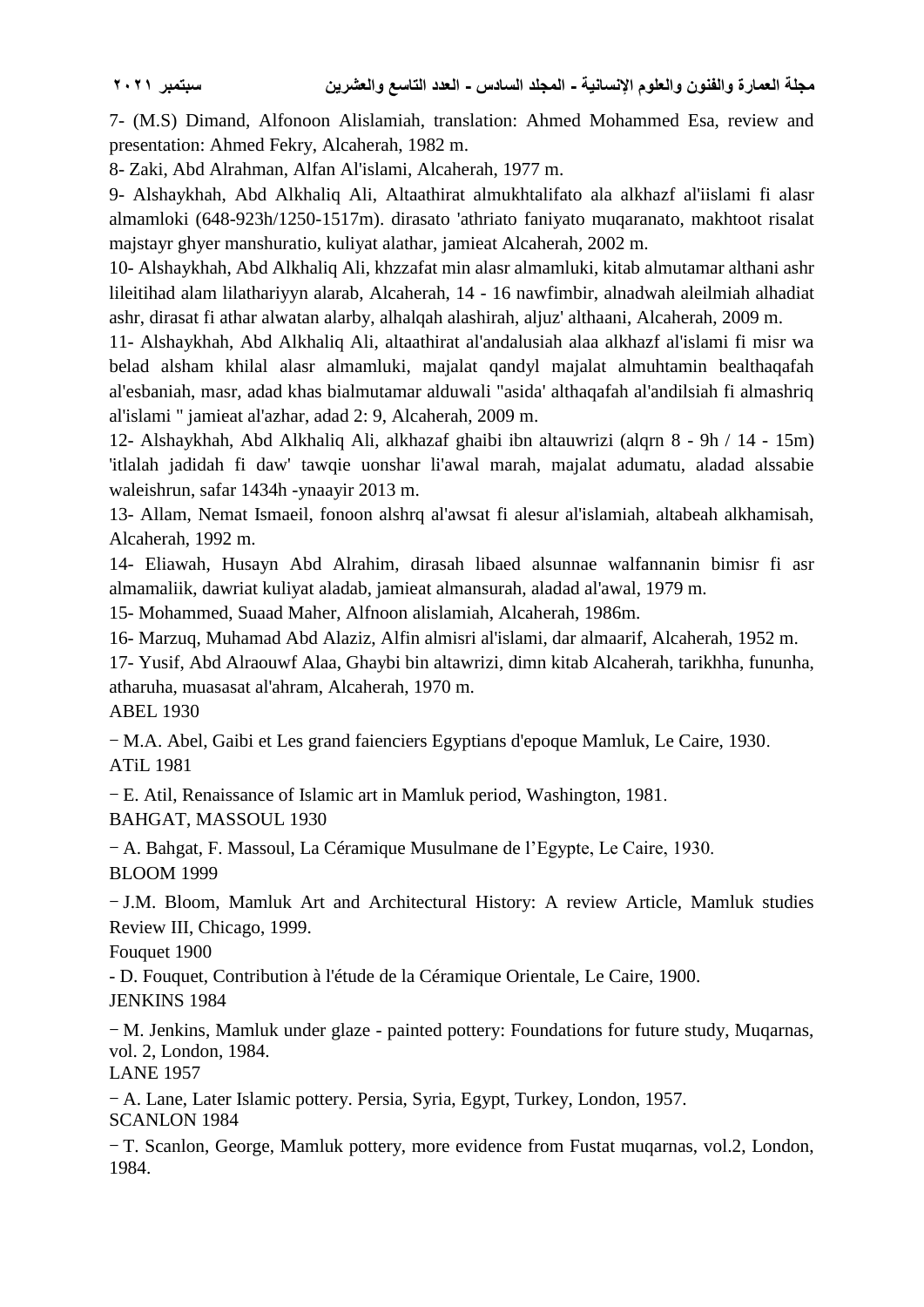7- (M.S) Dimand, Alfonoon Alislamiah, translation: Ahmed Mohammed Esa, review and presentation: Ahmed Fekry, Alcaherah, 1982 m.

8- Zaki, Abd Alrahman, Alfan Al'islami, Alcaherah, 1977 m.

9- Alshaykhah, Abd Alkhaliq Ali, Altaathirat almukhtalifato ala alkhazf al'iislami fi alasr almamloki (648-923h/1250-1517m). dirasato 'athriato faniyato muqaranato, makhtoot risalat majstayr ghyer manshuratio, kuliyat alathar, jamieat Alcaherah, 2002 m.

10- Alshaykhah, Abd Alkhaliq Ali, khzzafat min alasr almamluki, kitab almutamar althani ashr lileitihad alam lilathariyyn alarab, Alcaherah, 14 - 16 nawfimbir, alnadwah aleilmiah alhadiat ashr, dirasat fi athar alwatan alarby, alhalqah alashirah, aljuz' althaani, Alcaherah, 2009 m.

11- Alshaykhah, Abd Alkhaliq Ali, altaathirat al'andalusiah alaa alkhazf al'islami fi misr wa belad alsham khilal alasr almamluki, majalat qandyl majalat almuhtamin bealthaqafah al'esbaniah, masr, adad khas bialmutamar alduwali "asida' althaqafah al'andilsiah fi almashriq al'islami " jamieat al'azhar, adad 2: 9, Alcaherah, 2009 m.

12- Alshaykhah, Abd Alkhaliq Ali, alkhazaf ghaibi ibn altauwrizi (alqrn 8 - 9h / 14 - 15m) 'itlalah jadidah fi daw' tawqie uonshar li'awal marah, majalat adumatu, aladad alssabie waleishrun, safar 1434h -ynaayir 2013 m.

13- Allam, Nemat Ismaeil, fonoon alshrq al'awsat fi alesur al'islamiah, altabeah alkhamisah, Alcaherah, 1992 m.

14- Eliawah, Husayn Abd Alrahim, dirasah libaed alsunnae walfannanin bimisr fi asr almamaliik, dawriat kuliyat aladab, jamieat almansurah, aladad al'awal, 1979 m.

15- Mohammed, Suaad Maher, Alfnoon alislamiah, Alcaherah, 1986m.

16- Marzuq, Muhamad Abd Alaziz, Alfin almisri al'islami, dar almaarif, Alcaherah, 1952 m.

17- Yusif, Abd Alraouwf Alaa, Ghaybi bin altawrizi, dimn kitab Alcaherah, tarikhha, fununha, atharuha, muasasat al'ahram, Alcaherah, 1970 m.

ABEL 1930

− M.A. Abel, Gaibi et Les grand faienciers Egyptians d'epoque Mamluk, Le Caire, 1930.

ATiL 1981

− E. Atil, Renaissance of Islamic art in Mamluk period, Washington, 1981.

BAHGAT, MASSOUL 1930

− A. Bahgat, F. Massoul, La Céramique Musulmane de l'Egypte, Le Caire, 1930.

BLOOM 1999

− J.M. Bloom, Mamluk Art and Architectural History: A review Article, Mamluk studies Review III, Chicago, 1999.

Fouquet 1900

- D. Fouquet, Contribution à l'étude de la Céramique Orientale, Le Caire, 1900.

JENKINS 1984

− M. Jenkins, Mamluk under glaze - painted pottery: Foundations for future study, Muqarnas, vol. 2, London, 1984.

LANE 1957

− A. Lane, Later Islamic pottery. Persia, Syria, Egypt, Turkey, London, 1957.

SCANLON 1984

− T. Scanlon, George, Mamluk pottery, more evidence from Fustat muqarnas, vol.2, London, 1984.